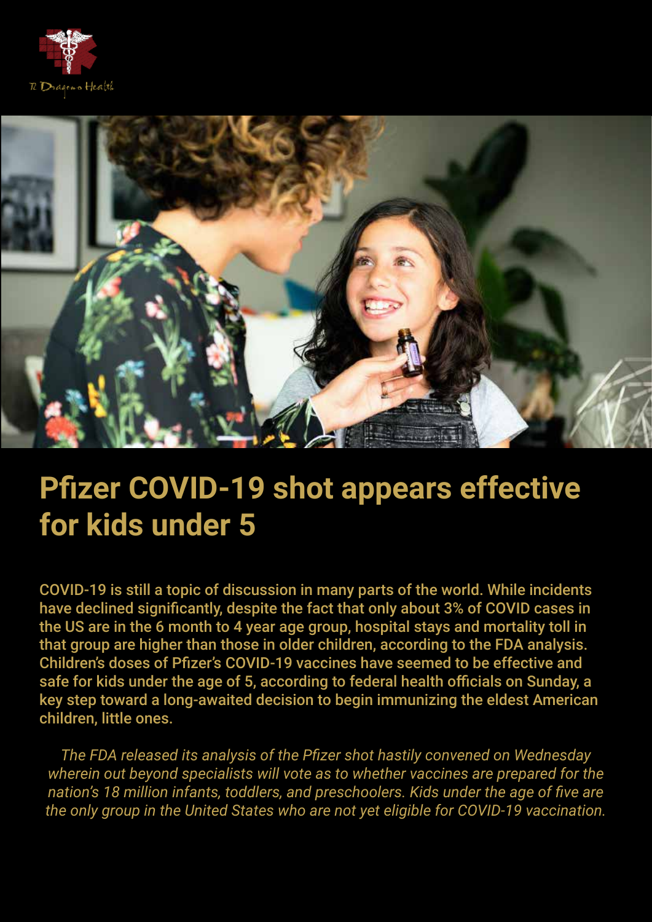# Pfizer COVID-19 shot appears effective for kids under 5

COVID-19 is still a topic of discussion in many parts of the world. While incidents have declined significantly, despite the fact that only about 3% of COVID cases in the US are in the 6 month to 4 year age group, hospital stays and mortality toll in that group are higher than those in older children, according to the FDA analysis. Children's doses of Pfizer's COVID-19 vaccines have seemed to be effective and safe for kids under the age of 5, according to federal health officials on Sunday, a key step toward a long-awaited decision to begin immunizing the eldest American children, little ones.

*The FDA released its analysis of the Pfizer shot hastily convened on Wednesday wherein out beyond specialists will vote as to whether vaccines are prepared for the nation's 18 million infants, toddlers, and preschoolers. Kids under the age of five are the only group in the United States who are not yet eligible for COVID-19 vaccination.*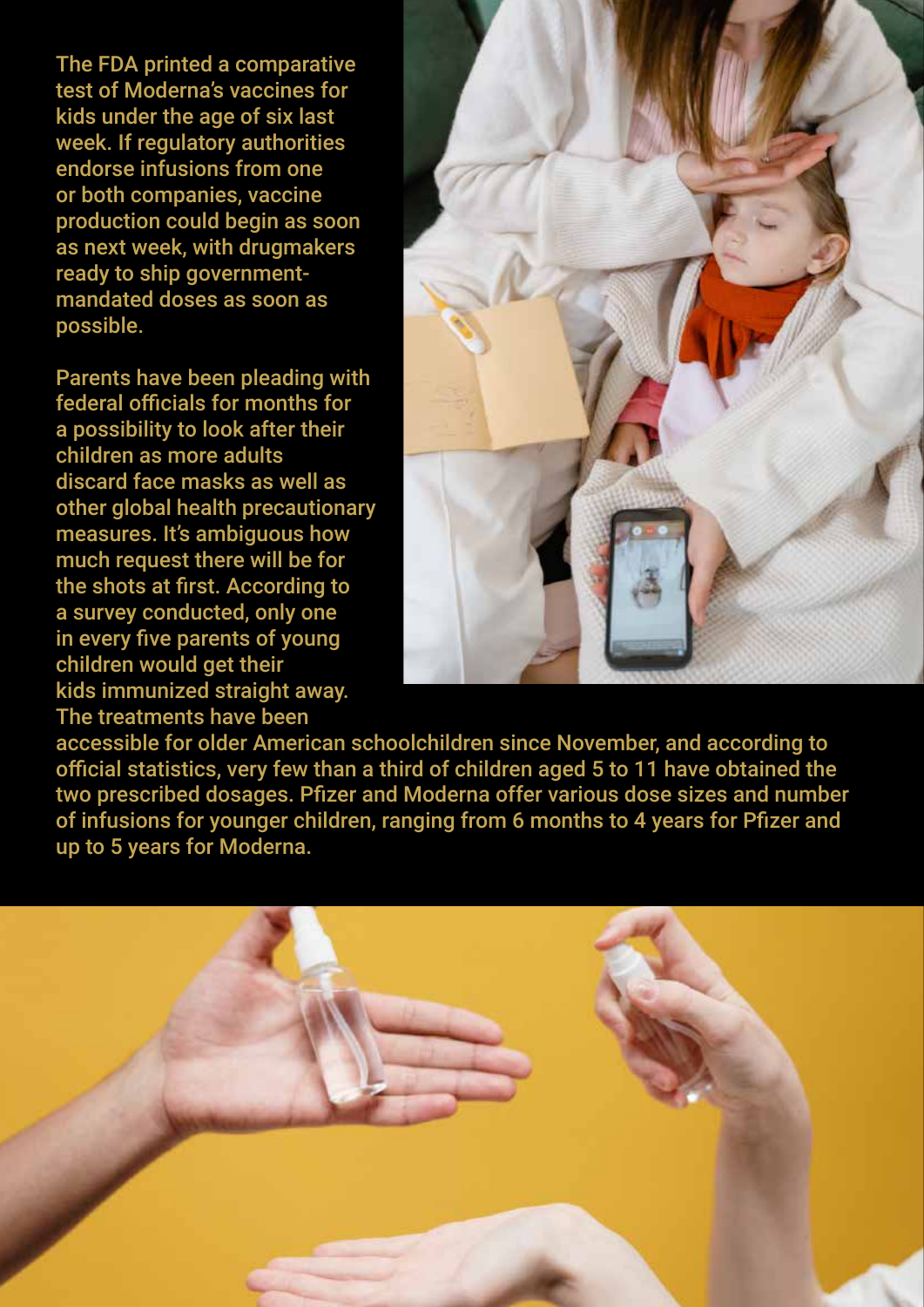The FDA printed a comparative test of Moderna's vaccines for kids under the age of six last week. If regulatory authorities endorse infusions from one or both companies, vaccine production could begin as soon as next week, with drugmakers ready to ship government-mandated doses as soon as possible.

Parents have been pleading with federal officials for months for a possibility to look after their children as more adults discard face masks as well as other global health precautionary measures. It's ambiguous how much request there will be for the shots at first. According to a survey conducted, only one in every five parents of young children would get their kids immunized straight away. The treatments have been accessible for older American schoolchildren since November, and according to official statistics, very few than a third of children aged 5 to 11 have obtained the two prescribed dosages. Pfizer and Moderna offer various dose sizes and number of infusions for younger children, ranging from 6 months to 4 years for Pfizer and up to 5 years for Moderna.